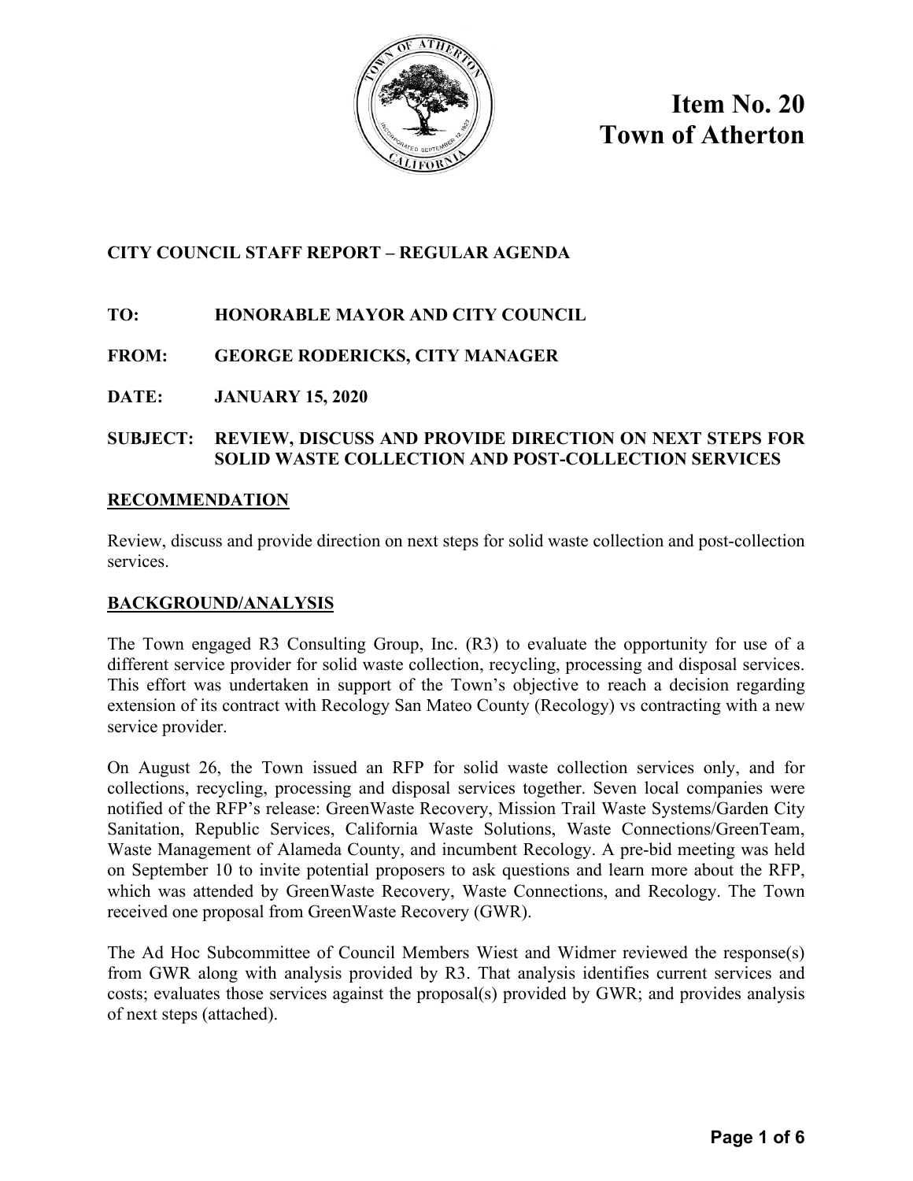# Item No. 20
# Town of Atherton

**CITY COUNCIL STAFF REPORT – REGULAR AGENDA**

**TO:** HONORABLE MAYOR AND CITY COUNCIL

**FROM:** GEORGE RODERICKS, CITY MANAGER

**DATE:** JANUARY 15, 2020

**SUBJECT:** REVIEW, DISCUSS AND PROVIDE DIRECTION ON NEXT STEPS FOR SOLID WASTE COLLECTION AND POST-COLLECTION SERVICES

## RECOMMENDATION

Review, discuss and provide direction on next steps for solid waste collection and post-collection services.

## BACKGROUND/ANALYSIS

The Town engaged R3 Consulting Group, Inc. (R3) to evaluate the opportunity for use of a different service provider for solid waste collection, recycling, processing and disposal services. This effort was undertaken in support of the Town's objective to reach a decision regarding extension of its contract with Recology San Mateo County (Recology) vs contracting with a new service provider.

On August 26, the Town issued an RFP for solid waste collection services only, and for collections, recycling, processing and disposal services together. Seven local companies were notified of the RFP's release: GreenWaste Recovery, Mission Trail Waste Systems/Garden City Sanitation, Republic Services, California Waste Solutions, Waste Connections/GreenTeam, Waste Management of Alameda County, and incumbent Recology. A pre-bid meeting was held on September 10 to invite potential proposers to ask questions and learn more about the RFP, which was attended by GreenWaste Recovery, Waste Connections, and Recology. The Town received one proposal from GreenWaste Recovery (GWR).

The Ad Hoc Subcommittee of Council Members Wiest and Widmer reviewed the response(s) from GWR along with analysis provided by R3. That analysis identifies current services and costs; evaluates those services against the proposal(s) provided by GWR; and provides analysis of next steps (attached).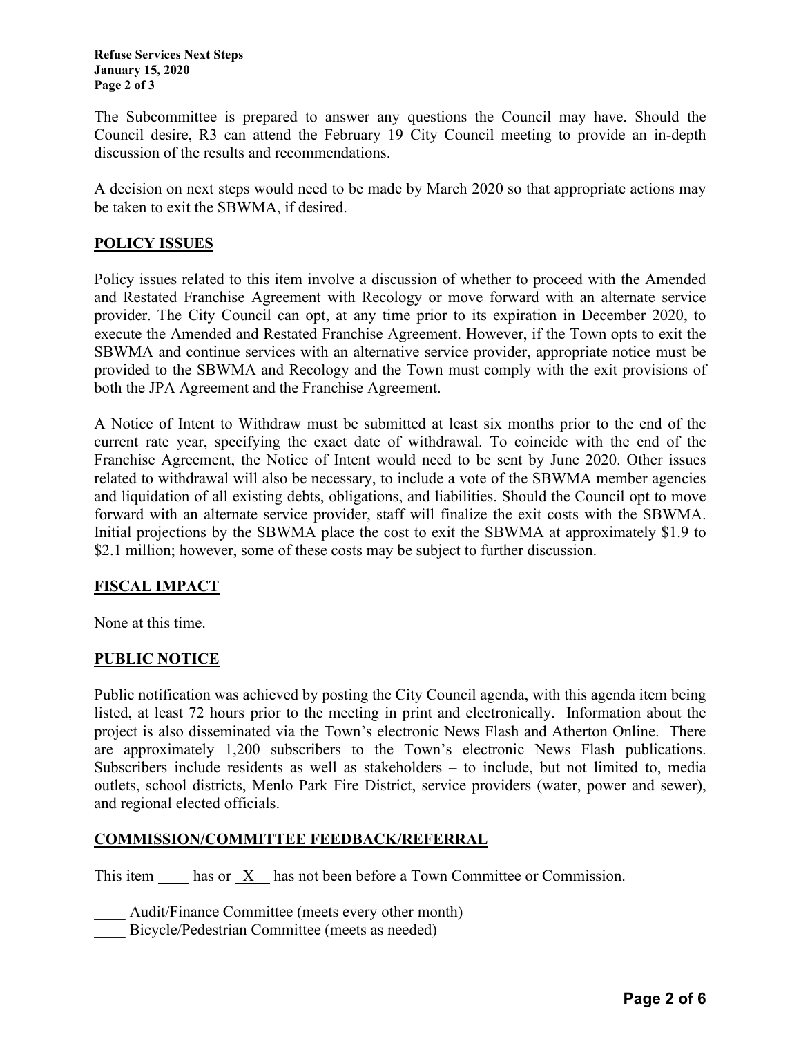The Subcommittee is prepared to answer any questions the Council may have. Should the Council desire, R3 can attend the February 19 City Council meeting to provide an in-depth discussion of the results and recommendations.

A decision on next steps would need to be made by March 2020 so that appropriate actions may be taken to exit the SBWMA, if desired.

## POLICY ISSUES

Policy issues related to this item involve a discussion of whether to proceed with the Amended and Restated Franchise Agreement with Recology or move forward with an alternate service provider. The City Council can opt, at any time prior to its expiration in December 2020, to execute the Amended and Restated Franchise Agreement. However, if the Town opts to exit the SBWMA and continue services with an alternative service provider, appropriate notice must be provided to the SBWMA and Recology and the Town must comply with the exit provisions of both the JPA Agreement and the Franchise Agreement.

A Notice of Intent to Withdraw must be submitted at least six months prior to the end of the current rate year, specifying the exact date of withdrawal. To coincide with the end of the Franchise Agreement, the Notice of Intent would need to be sent by June 2020. Other issues related to withdrawal will also be necessary, to include a vote of the SBWMA member agencies and liquidation of all existing debts, obligations, and liabilities. Should the Council opt to move forward with an alternate service provider, staff will finalize the exit costs with the SBWMA. Initial projections by the SBWMA place the cost to exit the SBWMA at approximately $1.9 to $2.1 million; however, some of these costs may be subject to further discussion.

## FISCAL IMPACT

None at this time.

## PUBLIC NOTICE

Public notification was achieved by posting the City Council agenda, with this agenda item being listed, at least 72 hours prior to the meeting in print and electronically. Information about the project is also disseminated via the Town's electronic News Flash and Atherton Online. There are approximately 1,200 subscribers to the Town's electronic News Flash publications. Subscribers include residents as well as stakeholders – to include, but not limited to, media outlets, school districts, Menlo Park Fire District, service providers (water, power and sewer), and regional elected officials.

## COMMISSION/COMMITTEE FEEDBACK/REFERRAL

This item ____ has or __X__ has not been before a Town Committee or Commission.

____ Audit/Finance Committee (meets every other month)
____ Bicycle/Pedestrian Committee (meets as needed)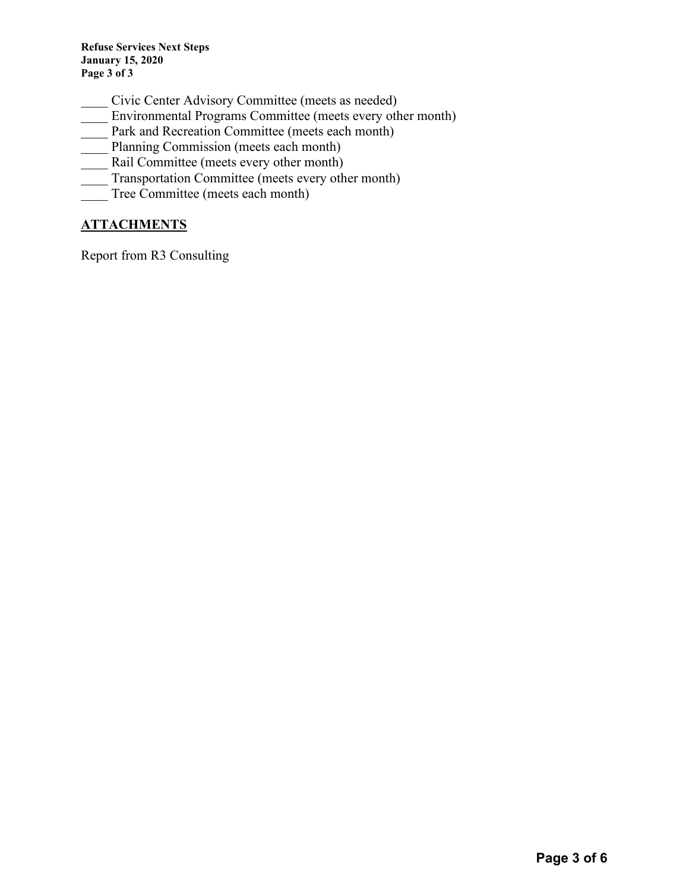____ Civic Center Advisory Committee (meets as needed)
____ Environmental Programs Committee (meets every other month)
____ Park and Recreation Committee (meets each month)
____ Planning Commission (meets each month)
____ Rail Committee (meets every other month)
____ Transportation Committee (meets every other month)
____ Tree Committee (meets each month)

## ATTACHMENTS

Report from R3 Consulting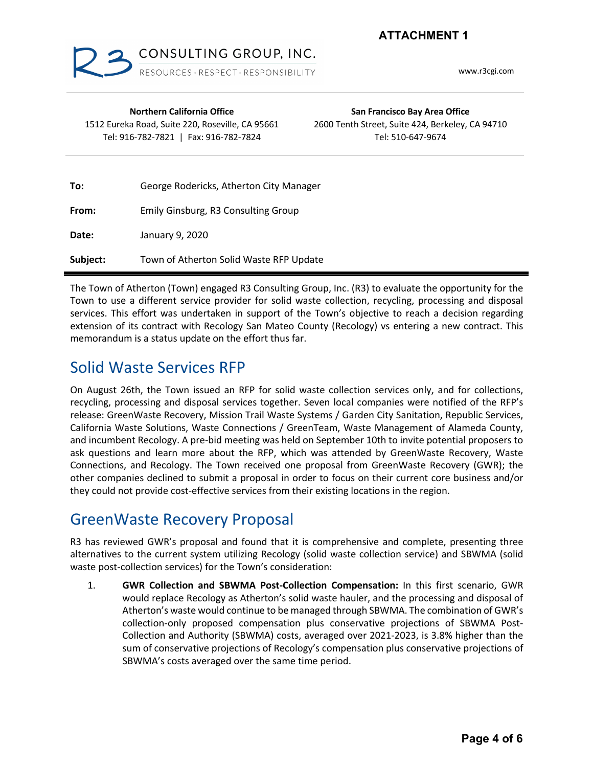ATTACHMENT 1

R3 CONSULTING GROUP, INC.
RESOURCES · RESPECT · RESPONSIBILITY

www.r3cgi.com

**Northern California Office**
1512 Eureka Road, Suite 220, Roseville, CA 95661
Tel: 916-782-7821 | Fax: 916-782-7824

**San Francisco Bay Area Office**
2600 Tenth Street, Suite 424, Berkeley, CA 94710
Tel: 510-647-9674

| | |
|---|---|
| **To:** | George Rodericks, Atherton City Manager |
| **From:** | Emily Ginsburg, R3 Consulting Group |
| **Date:** | January 9, 2020 |
| **Subject:** | Town of Atherton Solid Waste RFP Update |

The Town of Atherton (Town) engaged R3 Consulting Group, Inc. (R3) to evaluate the opportunity for the Town to use a different service provider for solid waste collection, recycling, processing and disposal services. This effort was undertaken in support of the Town's objective to reach a decision regarding extension of its contract with Recology San Mateo County (Recology) vs entering a new contract. This memorandum is a status update on the effort thus far.

## Solid Waste Services RFP

On August 26th, the Town issued an RFP for solid waste collection services only, and for collections, recycling, processing and disposal services together. Seven local companies were notified of the RFP's release: GreenWaste Recovery, Mission Trail Waste Systems / Garden City Sanitation, Republic Services, California Waste Solutions, Waste Connections / GreenTeam, Waste Management of Alameda County, and incumbent Recology. A pre-bid meeting was held on September 10th to invite potential proposers to ask questions and learn more about the RFP, which was attended by GreenWaste Recovery, Waste Connections, and Recology. The Town received one proposal from GreenWaste Recovery (GWR); the other companies declined to submit a proposal in order to focus on their current core business and/or they could not provide cost-effective services from their existing locations in the region.

## GreenWaste Recovery Proposal

R3 has reviewed GWR's proposal and found that it is comprehensive and complete, presenting three alternatives to the current system utilizing Recology (solid waste collection service) and SBWMA (solid waste post-collection services) for the Town's consideration:

1. **GWR Collection and SBWMA Post-Collection Compensation:** In this first scenario, GWR would replace Recology as Atherton's solid waste hauler, and the processing and disposal of Atherton's waste would continue to be managed through SBWMA. The combination of GWR's collection-only proposed compensation plus conservative projections of SBWMA Post-Collection and Authority (SBWMA) costs, averaged over 2021-2023, is 3.8% higher than the sum of conservative projections of Recology's compensation plus conservative projections of SBWMA's costs averaged over the same time period.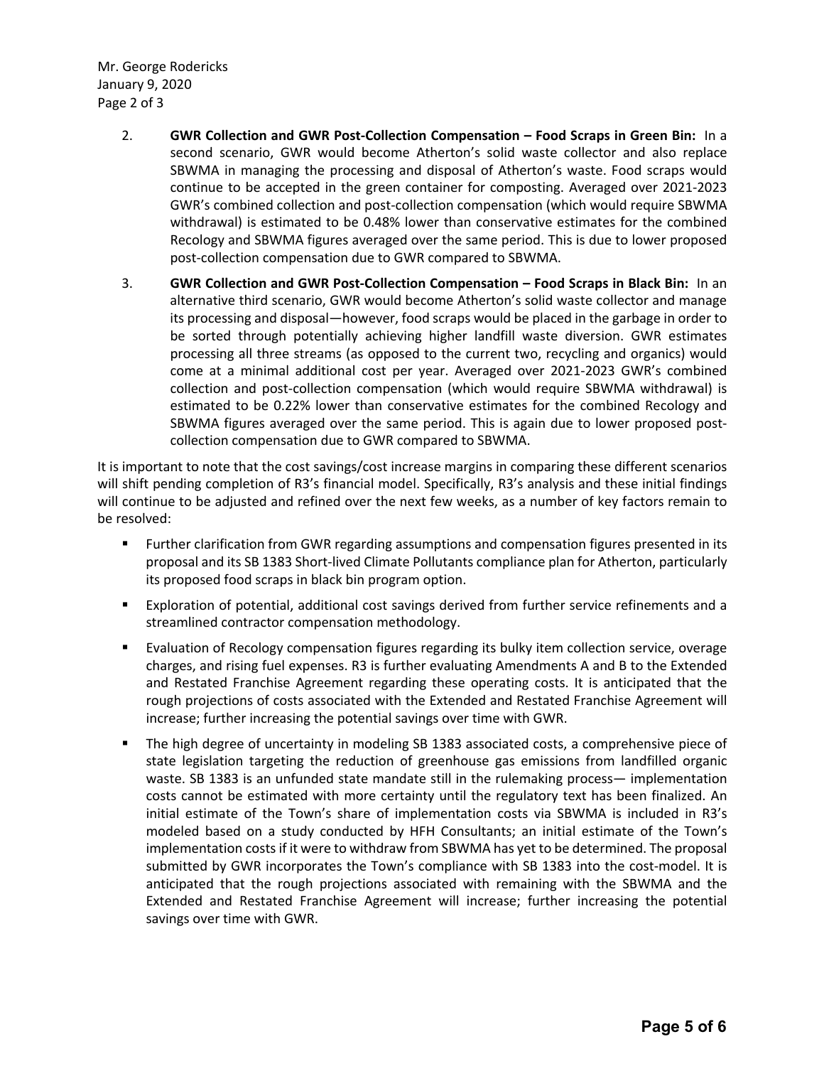2. **GWR Collection and GWR Post-Collection Compensation – Food Scraps in Green Bin:** In a second scenario, GWR would become Atherton's solid waste collector and also replace SBWMA in managing the processing and disposal of Atherton's waste. Food scraps would continue to be accepted in the green container for composting. Averaged over 2021-2023 GWR's combined collection and post-collection compensation (which would require SBWMA withdrawal) is estimated to be 0.48% lower than conservative estimates for the combined Recology and SBWMA figures averaged over the same period. This is due to lower proposed post-collection compensation due to GWR compared to SBWMA.

3. **GWR Collection and GWR Post-Collection Compensation – Food Scraps in Black Bin:** In an alternative third scenario, GWR would become Atherton's solid waste collector and manage its processing and disposal—however, food scraps would be placed in the garbage in order to be sorted through potentially achieving higher landfill waste diversion. GWR estimates processing all three streams (as opposed to the current two, recycling and organics) would come at a minimal additional cost per year. Averaged over 2021-2023 GWR's combined collection and post-collection compensation (which would require SBWMA withdrawal) is estimated to be 0.22% lower than conservative estimates for the combined Recology and SBWMA figures averaged over the same period. This is again due to lower proposed post-collection compensation due to GWR compared to SBWMA.

It is important to note that the cost savings/cost increase margins in comparing these different scenarios will shift pending completion of R3's financial model. Specifically, R3's analysis and these initial findings will continue to be adjusted and refined over the next few weeks, as a number of key factors remain to be resolved:

- Further clarification from GWR regarding assumptions and compensation figures presented in its proposal and its SB 1383 Short-lived Climate Pollutants compliance plan for Atherton, particularly its proposed food scraps in black bin program option.
- Exploration of potential, additional cost savings derived from further service refinements and a streamlined contractor compensation methodology.
- Evaluation of Recology compensation figures regarding its bulky item collection service, overage charges, and rising fuel expenses. R3 is further evaluating Amendments A and B to the Extended and Restated Franchise Agreement regarding these operating costs. It is anticipated that the rough projections of costs associated with the Extended and Restated Franchise Agreement will increase; further increasing the potential savings over time with GWR.
- The high degree of uncertainty in modeling SB 1383 associated costs, a comprehensive piece of state legislation targeting the reduction of greenhouse gas emissions from landfilled organic waste. SB 1383 is an unfunded state mandate still in the rulemaking process— implementation costs cannot be estimated with more certainty until the regulatory text has been finalized. An initial estimate of the Town's share of implementation costs via SBWMA is included in R3's modeled based on a study conducted by HFH Consultants; an initial estimate of the Town's implementation costs if it were to withdraw from SBWMA has yet to be determined. The proposal submitted by GWR incorporates the Town's compliance with SB 1383 into the cost-model. It is anticipated that the rough projections associated with remaining with the SBWMA and the Extended and Restated Franchise Agreement will increase; further increasing the potential savings over time with GWR.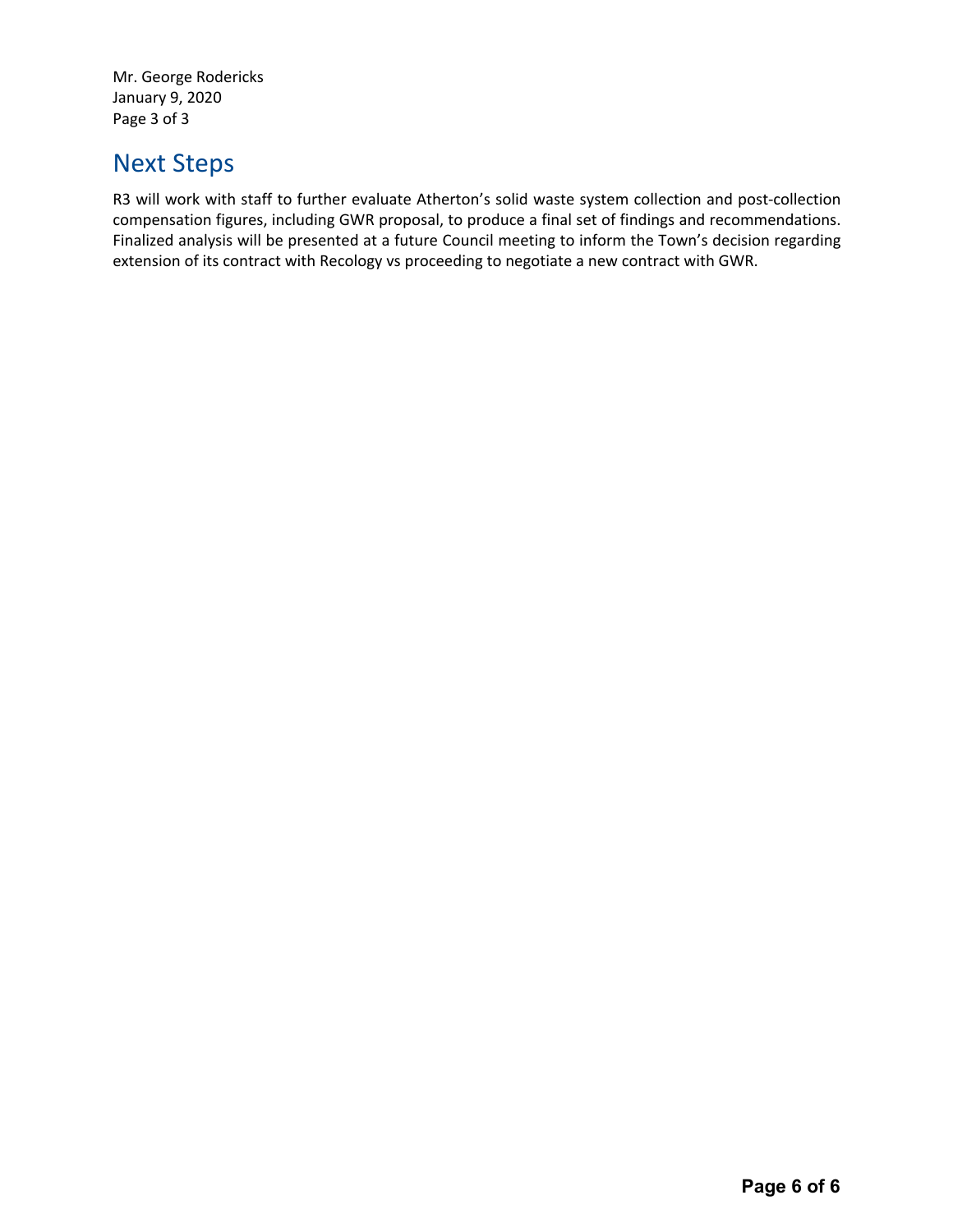## Next Steps

R3 will work with staff to further evaluate Atherton's solid waste system collection and post-collection compensation figures, including GWR proposal, to produce a final set of findings and recommendations. Finalized analysis will be presented at a future Council meeting to inform the Town's decision regarding extension of its contract with Recology vs proceeding to negotiate a new contract with GWR.